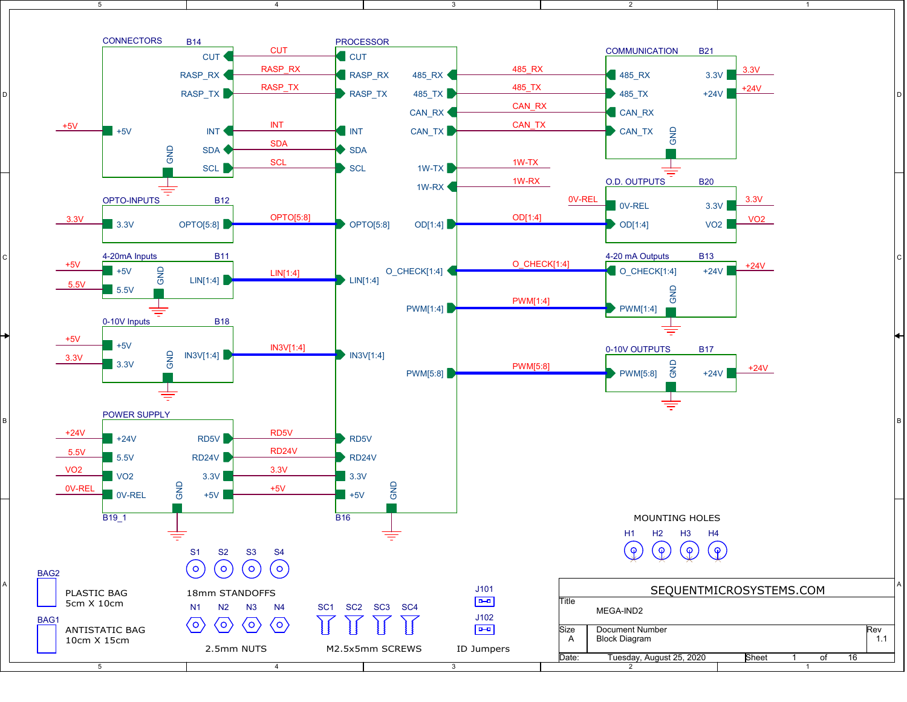# MEGA-IND2 — Block Diagram

## CONNECTORS (B14)

| Pin | Net |
|---|---|
| +5V | +5V |
| CUT | CUT |
| RASP_RX | RASP_RX |
| RASP_TX | RASP_TX |
| INT | INT |
| SDA | SDA |
| SCL | SCL |
| GND | GND |

## OPTO-INPUTS (B12)

| Pin | Net |
|---|---|
| 3.3V | 3.3V |
| OPTO[5:8] | OPTO[5:8] |

## 4-20mA Inputs (B11)

| Pin | Net |
|---|---|
| +5V | +5V |
| 5.5V | 5.5V |
| LIN[1:4] | LIN[1:4] |
| GND | GND |

## 0-10V Inputs (B18)

| Pin | Net |
|---|---|
| +5V | +5V |
| 3.3V | 3.3V |
| IN3V[1:4] | IN3V[1:4] |
| GND | GND |

## POWER SUPPLY (B19_1)

| Pin | Net |
|---|---|
| +24V | +24V |
| 5.5V | 5.5V |
| VO2 | VO2 |
| 0V-REL | 0V-REL |
| RD5V | RD5V |
| RD24V | RD24V |
| 3.3V | 3.3V |
| +5V | +5V |
| GND | GND |

## PROCESSOR (B16)

| Pin | Net |
|---|---|
| CUT | CUT |
| RASP_RX | RASP_RX |
| RASP_TX | RASP_TX |
| INT | INT |
| SDA | SDA |
| SCL | SCL |
| OPTO[5:8] | OPTO[5:8] |
| LIN[1:4] | LIN[1:4] |
| IN3V[1:4] | IN3V[1:4] |
| RD5V | RD5V |
| RD24V | RD24V |
| 3.3V | 3.3V |
| +5V | +5V |
| 485_RX | 485_RX |
| 485_TX | 485_TX |
| CAN_RX | CAN_RX |
| CAN_TX | CAN_TX |
| 1W-TX | 1W-TX |
| 1W-RX | 1W-RX |
| OD[1:4] | OD[1:4] |
| O_CHECK[1:4] | O_CHECK[1:4] |
| PWM[1:4] | PWM[1:4] |
| PWM[5:8] | PWM[5:8] |
| GND | GND |

## COMMUNICATION (B21)

| Pin | Net |
|---|---|
| 485_RX | 485_RX |
| 485_TX | 485_TX |
| CAN_RX | CAN_RX |
| CAN_TX | CAN_TX |
| 3.3V | 3.3V |
| +24V | +24V |
| GND | GND |

## O.D. OUTPUTS (B20)

| Pin | Net |
|---|---|
| 0V-REL | 0V-REL |
| OD[1:4] | OD[1:4] |
| 3.3V | 3.3V |
| VO2 | VO2 |

## 4-20 mA Outputs (B13)

| Pin | Net |
|---|---|
| O_CHECK[1:4] | O_CHECK[1:4] |
| PWM[1:4] | PWM[1:4] |
| +24V | +24V |
| GND | GND |

## 0-10V OUTPUTS (B17)

| Pin | Net |
|---|---|
| PWM[5:8] | PWM[5:8] |
| +24V | +24V |
| GND | GND |

## MOUNTING HOLES

H1, H2, H3, H4

## Hardware

- S1, S2, S3, S4 — 18mm STANDOFFS
- N1, N2, N3, N4 — 2.5mm NUTS
- SC1, SC2, SC3, SC4 — M2.5x5mm SCREWS
- J101, J102 — ID Jumpers
- BAG2 — PLASTIC BAG 5cm X 10cm
- BAG1 — ANTISTATIC BAG 10cm X 15cm

## Title Block

| | |
|---|---|
| SEQUENTMICROSYSTEMS.COM | |
| Title | MEGA-IND2 |
| Size | A |
| Document Number | Block Diagram |
| Rev | 1.1 |
| Date: | Tuesday, August 25, 2020 |
| Sheet | 1 of 16 |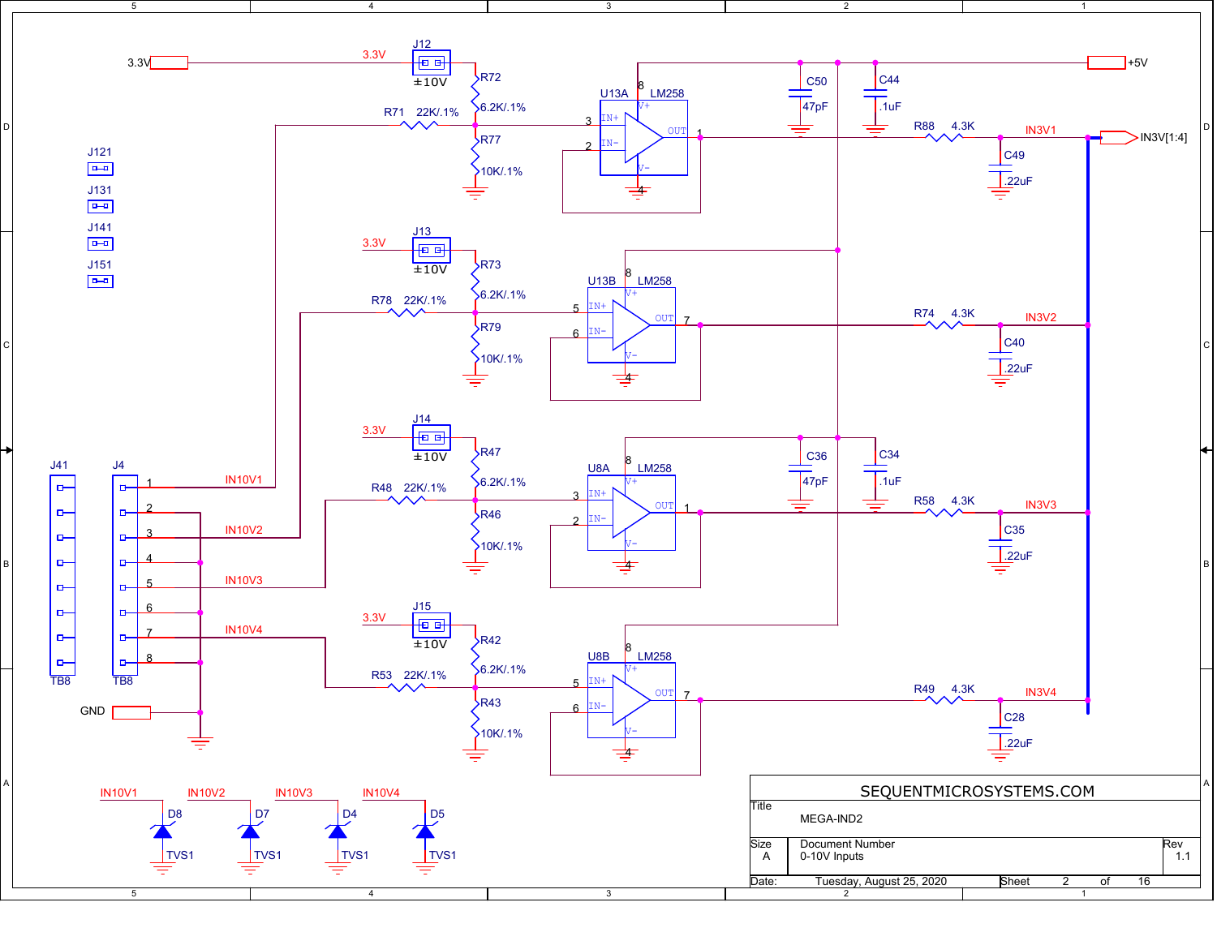3.3V

3.3V

J12 ±10V

R72 6.2K/.1%

R71 22K/.1%

R77 10K/.1%

U13A LM258

C50 47pF

C44 .1uF

+5V

R88 4.3K

IN3V1

C49 .22uF

IN3V[1:4]

J121

J131

J141

J151

3.3V

J13 ±10V

R73 6.2K/.1%

R78 22K/.1%

R79 10K/.1%

U13B LM258

R74 4.3K

IN3V2

C40 .22uF

3.3V

J14 ±10V

R47 6.2K/.1%

R48 22K/.1%

R46 10K/.1%

U8A LM258

C36 47pF

C34 .1uF

R58 4.3K

IN3V3

C35 .22uF

J41 TB8

J4 TB8

IN10V1

IN10V2

IN10V3

IN10V4

3.3V

J15 ±10V

R42 6.2K/.1%

R53 22K/.1%

R43 10K/.1%

U8B LM258

R49 4.3K

IN3V4

C28 .22uF

GND

IN10V1 D8 TVS1

IN10V2 D7 TVS1

IN10V3 D4 TVS1

IN10V4 D5 TVS1

| SEQUENTMICROSYSTEMS.COM | | |
|---|---|---|
| Title: MEGA-IND2 | | |
| Size: A | Document Number: 0-10V Inputs | Rev: 1.1 |
| Date: Tuesday, August 25, 2020 | Sheet 2 of 16 | |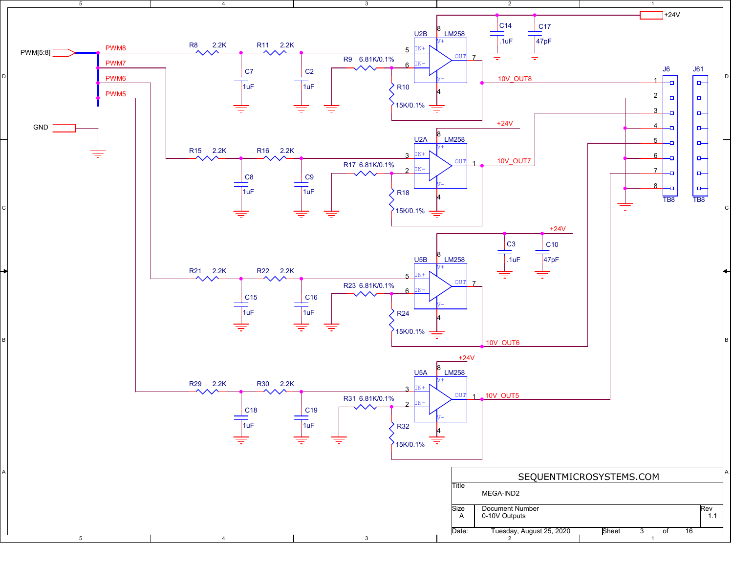+24V

C14 .1uF

C17 47pF

PWM[5:8]

PWM8

R8 2.2K

R11 2.2K

C7 1uF

C2 1uF

U2B LM258

R9 6.81K/0.1%

R10 15K/0.1%

10V_OUT8

PWM7

PWM6

PWM5

GND

J6

J61

R15 2.2K

R16 2.2K

C8 1uF

C9 1uF

U2A LM258

R17 6.81K/0.1%

R18 15K/0.1%

+24V

10V_OUT7

TB8

TB8

R21 2.2K

R22 2.2K

C15 1uF

C16 1uF

U5B LM258

R23 6.81K/0.1%

R24 15K/0.1%

+24V

C3 .1uF

C10 47pF

10V_OUT6

R29 2.2K

R30 2.2K

C18 1uF

C19 1uF

U5A LM258

R31 6.81K/0.1%

R32 15K/0.1%

+24V

10V_OUT5

| SEQUENTMICROSYSTEMS.COM | | |
|---|---|---|
| Title | MEGA-IND2 | |
| Size A | Document Number 0-10V Outputs | Rev 1.1 |
| Date: Tuesday, August 25, 2020 | Sheet 3 of 16 | |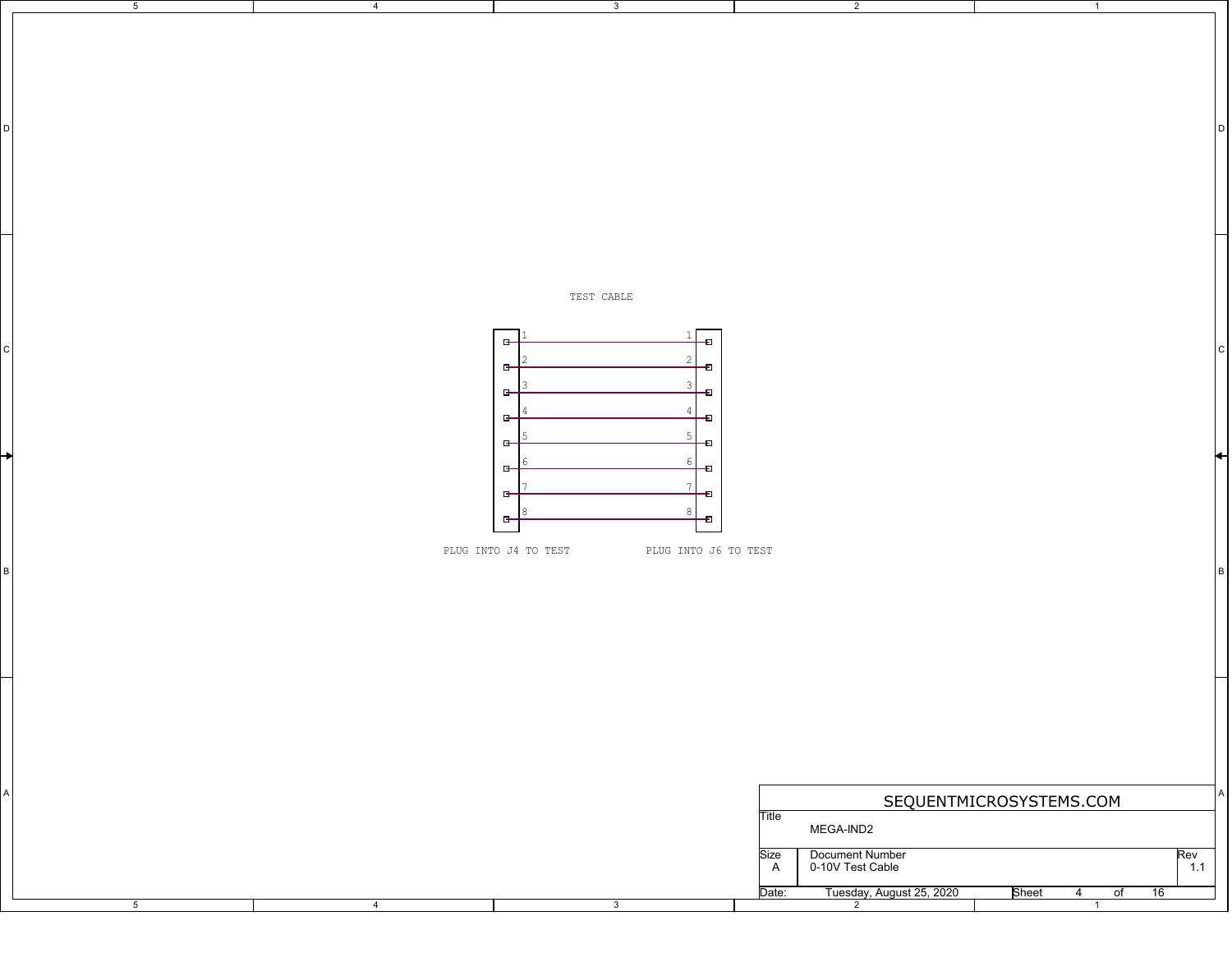TEST CABLE

| J4 Pin | J6 Pin |
|---|---|
| 1 | 1 |
| 2 | 2 |
| 3 | 3 |
| 4 | 4 |
| 5 | 5 |
| 6 | 6 |
| 7 | 7 |
| 8 | 8 |

PLUG INTO J4 TO TEST

PLUG INTO J6 TO TEST

SEQUENTMICROSYSTEMS.COM

| | |
|---|---|
| Title | MEGA-IND2 |
| Size | A |
| Document Number | 0-10V Test Cable |
| Rev | 1.1 |
| Date: | Tuesday, August 25, 2020 |
| Sheet | 4 of 16 |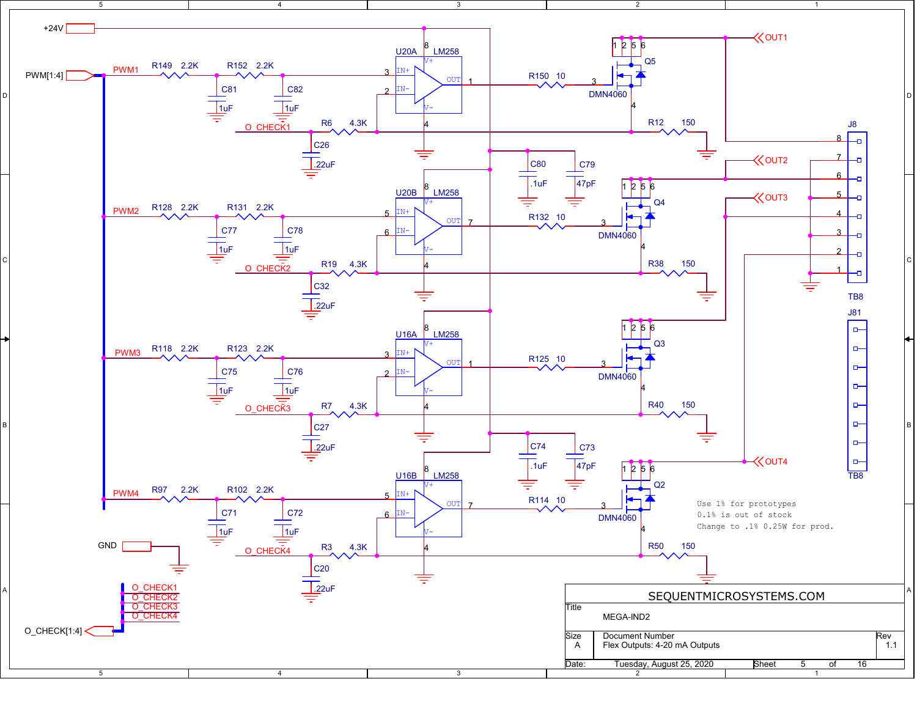+24V

PWM[1:4]

PWM1 R149 2.2K R152 2.2K C81 1uF C82 1uF

U20A LM258

O_CHECK1 R6 4.3K C26 .22uF

R150 10 Q5 DMN4060

R12 150

OUT1

J8

PWM2 R128 2.2K R131 2.2K C77 1uF C78 1uF

U20B LM258

C80 .1uF C79 47pF

O_CHECK2 R19 4.3K C32 .22uF

R132 10 Q4 DMN4060

R38 150

OUT2

OUT3

TB8

J81

PWM3 R118 2.2K R123 2.2K C75 1uF C76 1uF

U16A LM258

O_CHECK3 R7 4.3K C27 .22uF

R125 10 Q3 DMN4060

R40 150

C74 .1uF C73 47pF

PWM4 R97 2.2K R102 2.2K C71 1uF C72 1uF

U16B LM258

R114 10 Q2 DMN4060

OUT4

TB8

GND

O_CHECK4 R3 4.3K C20 .22uF

R50 150

O_CHECK1
O_CHECK2
O_CHECK3
O_CHECK4

O_CHECK[1:4]

Use 1% for prototypes
0.1% is out of stock
Change to .1% 0.25W for prod.

| SEQUENTMICROSYSTEMS.COM | | |
|---|---|---|
| Title | MEGA-IND2 | |
| Size A | Document Number: Flex Outputs: 4-20 mA Outputs | Rev 1.1 |
| Date: Tuesday, August 25, 2020 | Sheet 5 of 16 | |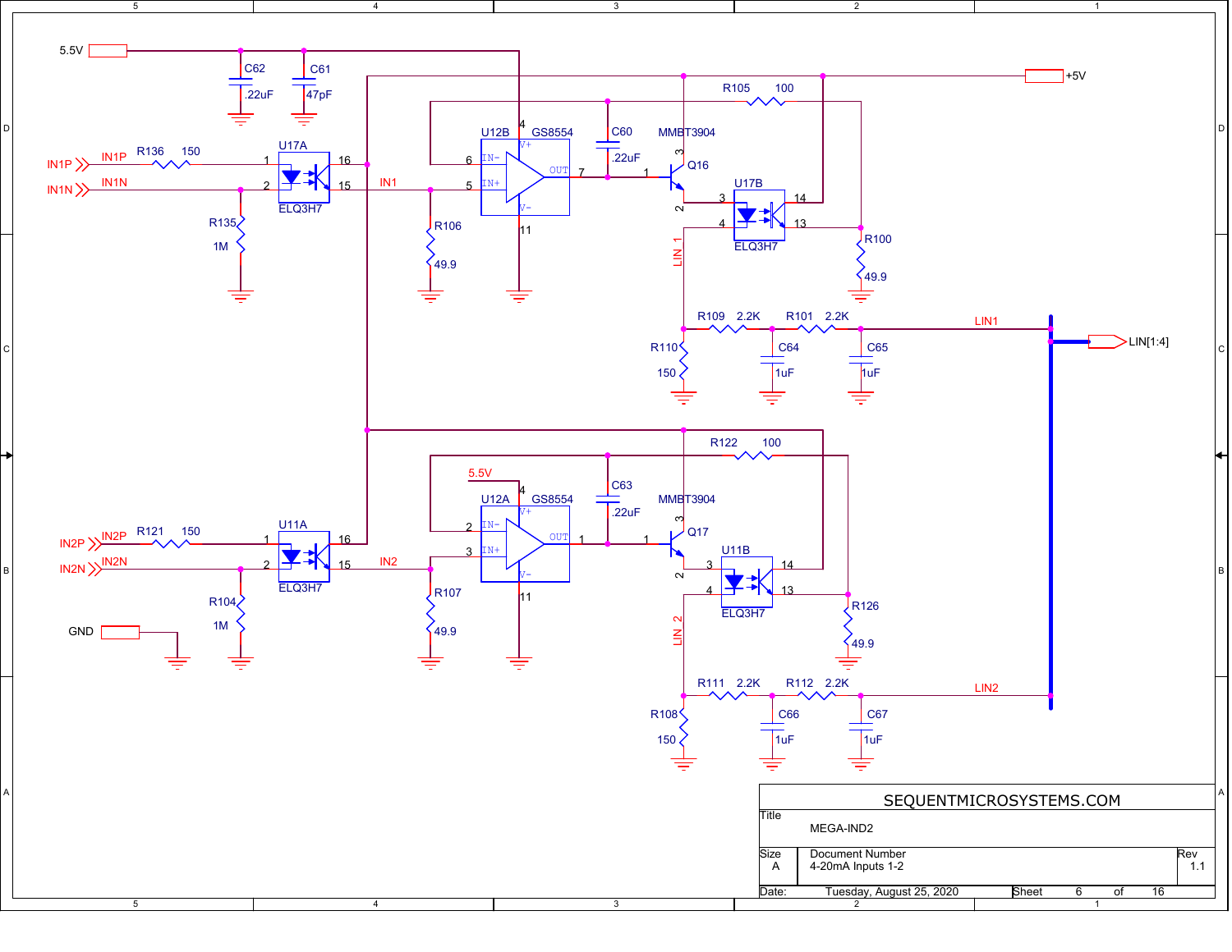5.5V

C62 .22uF

C61 47pF

+5V

R105 100

C60 .22uF

MMBT3904

Q16

U12B GS8554

IN1P IN1P R136 150

IN1N IN1N

U17A ELQ3H7

IN1

R135 1M

R106 49.9

U17B ELQ3H7

R100 49.9

LIN 1

R109 2.2K R101 2.2K LIN1

R110 150

C64 1uF

C65 1uF

LIN[1:4]

R122 100

5.5V

C63 .22uF

MMBT3904

Q17

U12A GS8554

IN2P IN2P R121 150

IN2N IN2N

U11A ELQ3H7

IN2

R104 1M

R107 49.9

U11B ELQ3H7

R126 49.9

GND

LIN 2

R111 2.2K R112 2.2K LIN2

R108 150

C66 1uF

C67 1uF

SEQUENTMICROSYSTEMS.COM

| Title | MEGA-IND2 | |
|---|---|---|
| Size: A | Document Number: 4-20mA Inputs 1-2 | Rev: 1.1 |
| Date: Tuesday, August 25, 2020 | Sheet 6 of 16 | |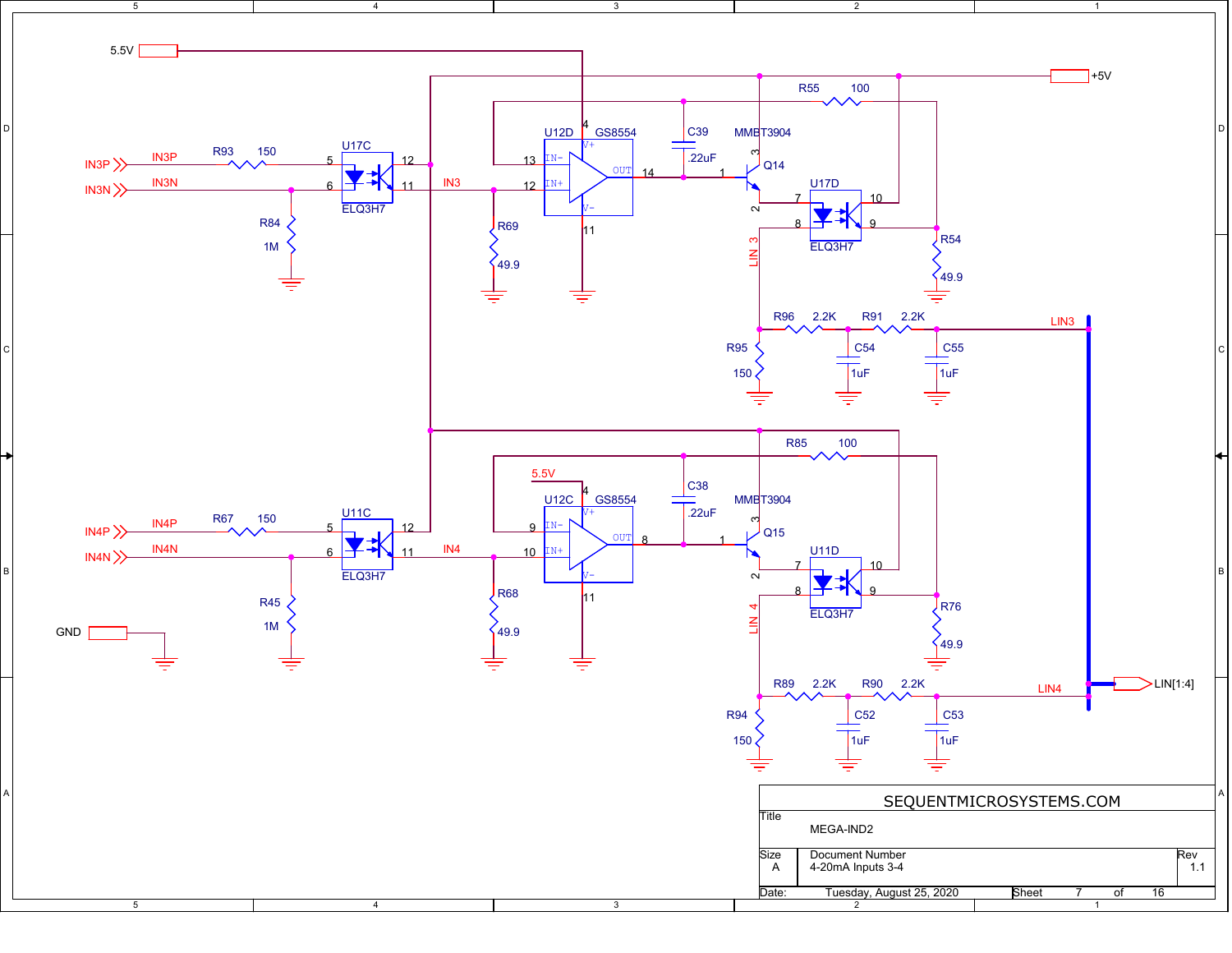5.5V

+5V

R55 100

C39 .22uF

MMBT3904 Q14

U12D GS8554

IN3P IN3P R93 150 U17C

IN3N IN3N

IN3

R84 1M

R69 49.9

U17D ELQ3H7

ELQ3H7

R54 49.9

LIN 3

R96 2.2K R91 2.2K LIN3

R95 150 C54 1uF C55 1uF

R85 100

5.5V C38 .22uF

MMBT3904 Q15

U12C GS8554

IN4P IN4P R67 150 U11C

IN4N IN4N

IN4

R45 1M

R68 49.9

U11D ELQ3H7

ELQ3H7

GND

R76 49.9

LIN 4

R89 2.2K R90 2.2K LIN4 LIN[1:4]

R94 150 C52 1uF C53 1uF

SEQUENTMICROSYSTEMS.COM

| Title | MEGA-IND2 | |
|---|---|---|
| Size A | Document Number 4-20mA Inputs 3-4 | Rev 1.1 |
| Date: Tuesday, August 25, 2020 | Sheet 7 of 16 | |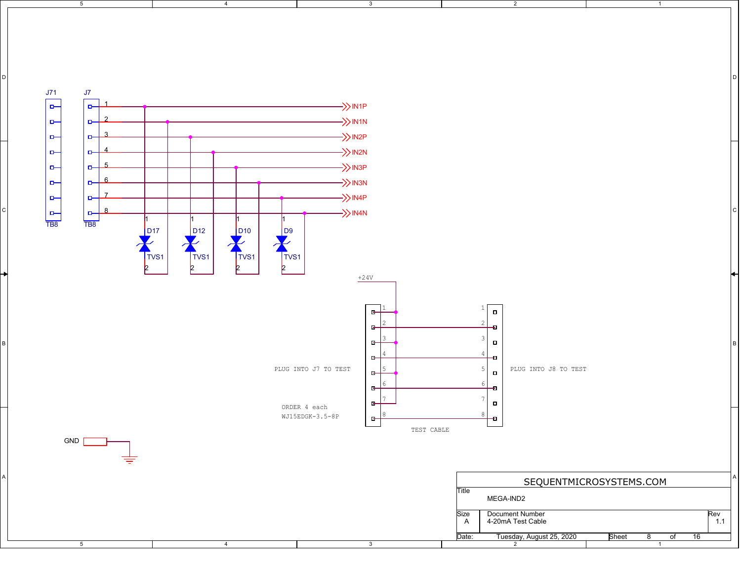J71

J7

1 IN1P

2 IN1N

3 IN2P

4 IN2N

5 IN3P

6 IN3N

7 IN4P

8 IN4N

TB8 TB8

D17 TVS1

D12 TVS1

D10 TVS1

D9 TVS1

+24V

PLUG INTO J7 TO TEST

PLUG INTO J8 TO TEST

ORDER 4 each
WJ15EDGK-3.5-8P

TEST CABLE

GND

| SEQUENTMICROSYSTEMS.COM | | |
|---|---|---|
| Title | MEGA-IND2 | |
| Size A | Document Number 4-20mA Test Cable | Rev 1.1 |
| Date: | Tuesday, August 25, 2020 | Sheet 8 of 16 |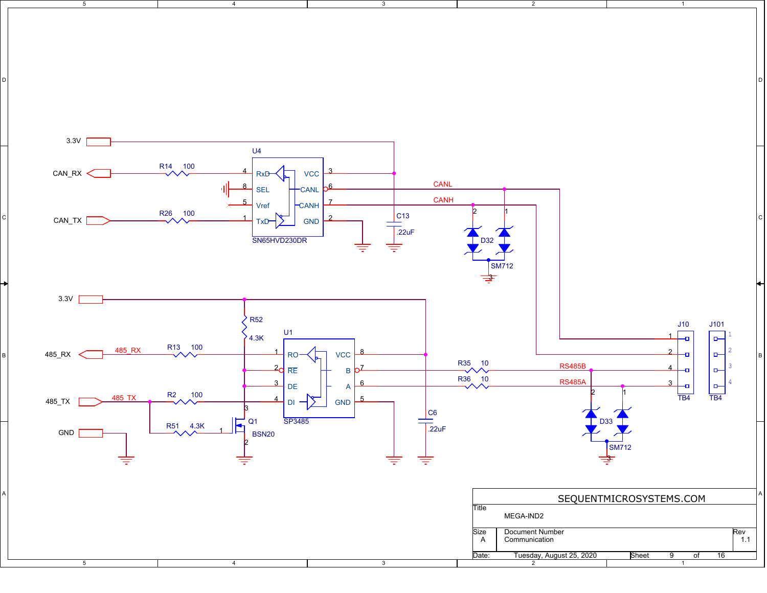3.3V

CAN_RX — R14 100 — 4 RxD

8 SEL

5 Vref

CAN_TX — R26 100 — 1 TxD

U4

SN65HVD230DR

VCC 3

CANL 6 — CANL

CANH 7 — CANH

GND 2

C13 .22uF

D32 SM712

3.3V

R52 4.3K

485_RX — 485_RX — R13 100 — 1 RO

2 RE

3 DE

485_TX — 485_TX — R2 100 — 4 DI

GND

R51 4.3K

Q1 BSN20

U1

SP3485

VCC 8

B 7

A 6

GND 5

C6 .22uF

R35 10 — RS485B

R36 10 — RS485A

D33 SM712

J10 TB4

J101 TB4

| | |
|---|---|
| SEQUENTMICROSYSTEMS.COM | |
| Title | MEGA-IND2 |
| Size A | Document Number Communication |
| Rev | 1.1 |
| Date: | Tuesday, August 25, 2020 |
| Sheet | 9 of 16 |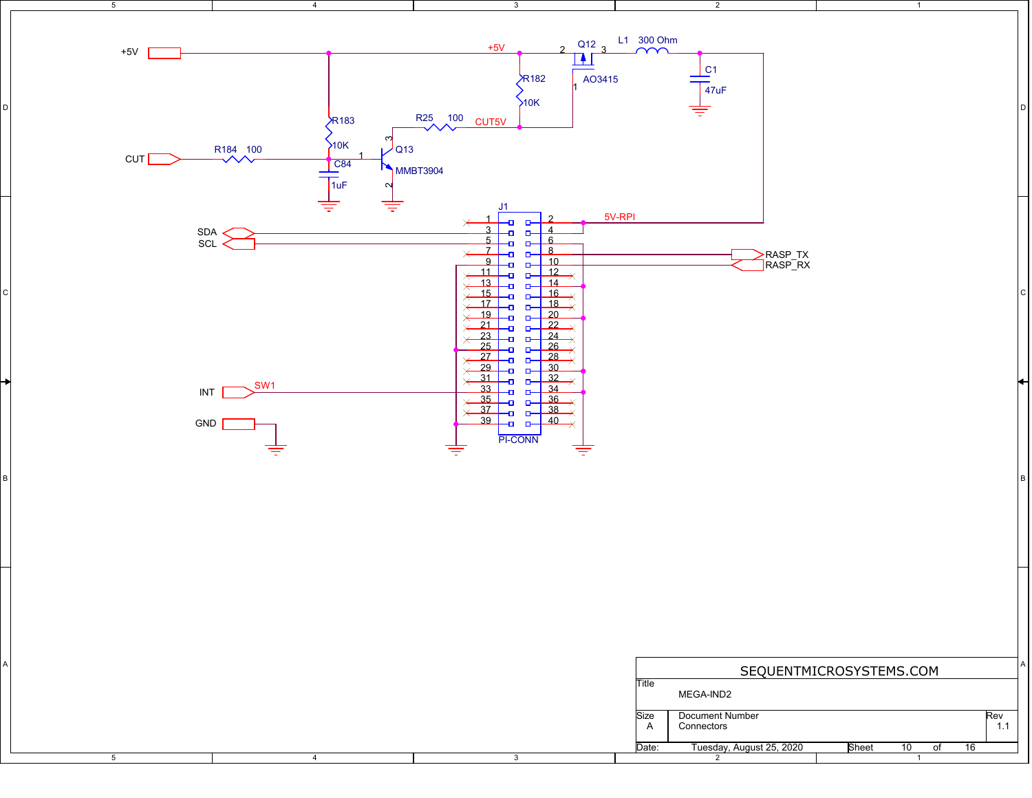+5V

+5V

Q12

2 3

AO3415

1

L1 300 Ohm

C1

47uF

R182

10K

R183

10K

R25 100

CUT5V

3

Q13

MMBT3904

2

1

CUT

R184 100

C84

1uF

J1

5V-RPI

SDA

SCL

RASP_TX

RASP_RX

INT

SW1

GND

PI-CONN

| Pin | Pin |
|---|---|
| 1 | 2 |
| 3 | 4 |
| 5 | 6 |
| 7 | 8 |
| 9 | 10 |
| 11 | 12 |
| 13 | 14 |
| 15 | 16 |
| 17 | 18 |
| 19 | 20 |
| 21 | 22 |
| 23 | 24 |
| 25 | 26 |
| 27 | 28 |
| 29 | 30 |
| 31 | 32 |
| 33 | 34 |
| 35 | 36 |
| 37 | 38 |
| 39 | 40 |

SEQUENTMICROSYSTEMS.COM

| | | |
|---|---|---|
| Title | MEGA-IND2 | |
| Size A | Document Number Connectors | Rev 1.1 |
| Date: | Tuesday, August 25, 2020 | Sheet 10 of 16 |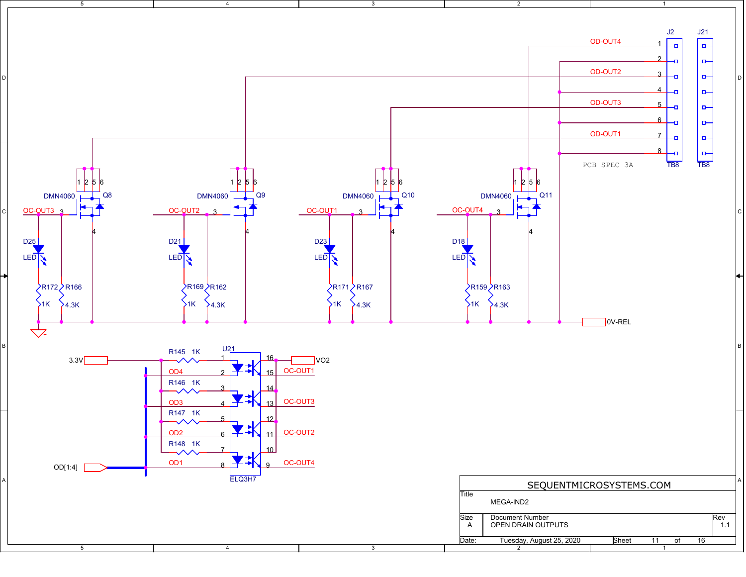# OPEN DRAIN OUTPUTS

## Connector J2 (TB8) / J21 (TB8)

| Pin | Signal |
|---|---|
| 1 | OD-OUT4 |
| 2 | 0V-REL |
| 3 | OD-OUT2 |
| 4 | 0V-REL |
| 5 | OD-OUT3 |
| 6 | 0V-REL |
| 7 | OD-OUT1 |
| 8 | 0V-REL |

PCB SPEC 3A

## MOSFET Outputs (DMN4060)

| MOSFET | Gate (3) | Drain (1,2,5,6) | Source (4) | LED | LED Resistor | Pull-down |
|---|---|---|---|---|---|---|
| Q8 | OC-OUT3 | OD-OUT3 | 0V-REL | D25 | R172 1K | R166 4.3K |
| Q9 | OC-OUT2 | OD-OUT2 | 0V-REL | D21 | R169 1K | R162 4.3K |
| Q10 | OC-OUT1 | OD-OUT1 | 0V-REL | D23 | R171 1K | R167 4.3K |
| Q11 | OC-OUT4 | OD-OUT4 | 0V-REL | D18 | R159 1K | R163 4.3K |

## Optocoupler U21 (ELQ3H7)

| Input Resistor | Anode Pin | Cathode Pin / Signal | Collector Pin | Emitter Pin / Signal |
|---|---|---|---|---|
| R145 1K (3.3V) | 1 | 2 / OD4 | 16 (VO2) | 15 / OC-OUT1 |
| R146 1K (3.3V) | 3 | 4 / OD3 | 14 (VO2) | 13 / OC-OUT3 |
| R147 1K (3.3V) | 5 | 6 / OD2 | 12 (VO2) | 11 / OC-OUT2 |
| R148 1K (3.3V) | 7 | 8 / OD1 | 10 (VO2) | 9 / OC-OUT4 |

Inputs: 3.3V, OD[1:4]

Outputs: VO2

---

SEQUENTMICROSYSTEMS.COM

| Title | MEGA-IND2 | |
|---|---|---|
| Size: A | Document Number: OPEN DRAIN OUTPUTS | Rev: 1.1 |
| Date: Tuesday, August 25, 2020 | Sheet 11 of 16 | |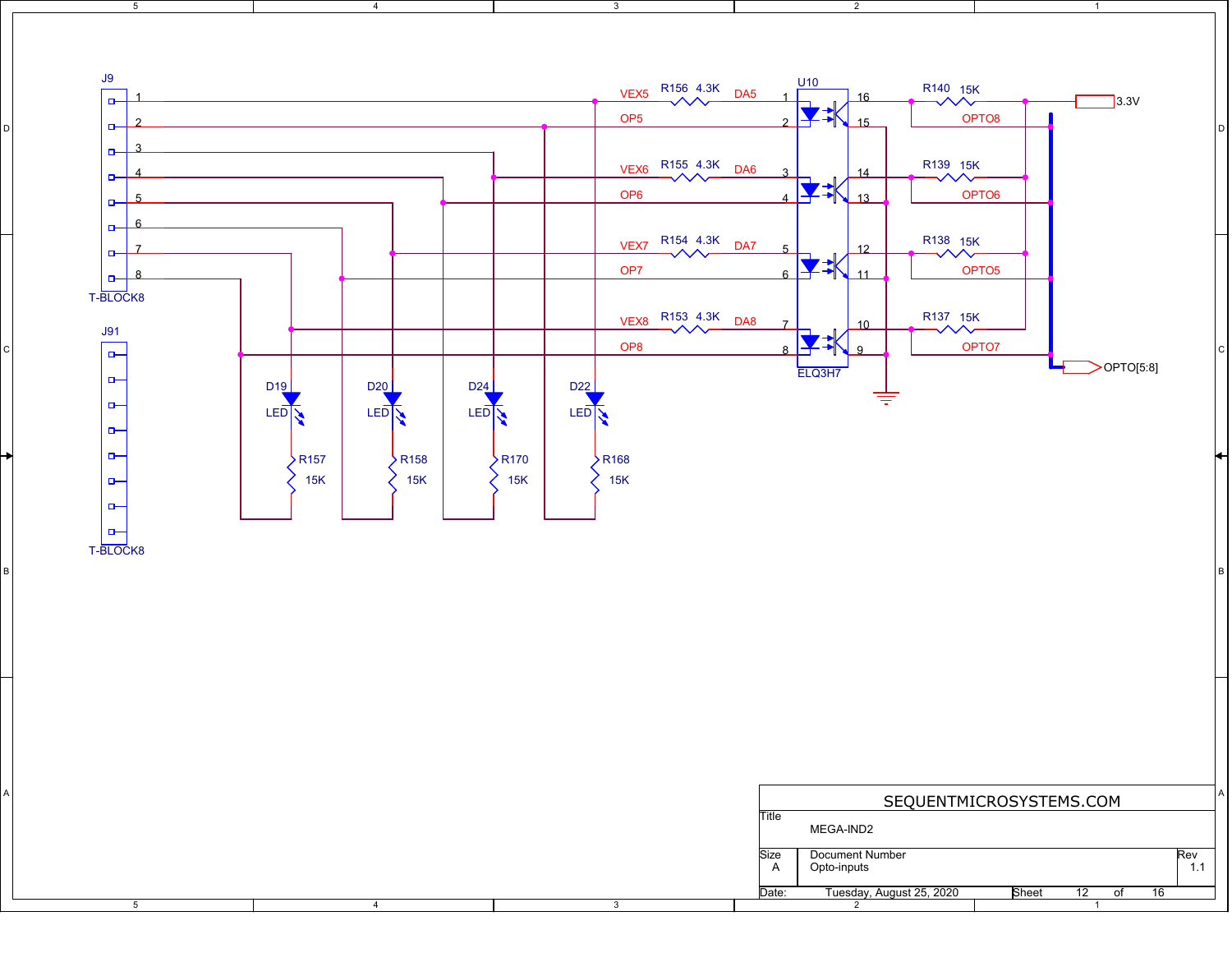J9

1
2
3
4
5
6
7
8

T-BLOCK8

J91

T-BLOCK8

VEX5 R156 4.3K DA5

OP5

VEX6 R155 4.3K DA6

OP6

VEX7 R154 4.3K DA7

OP7

VEX8 R153 4.3K DA8

OP8

U10

ELQ3H7

1 16
2 15
3 14
4 13
5 12
6 11
7 10
8 9

R140 15K

OPTO8

R139 15K

OPTO6

R138 15K

OPTO5

R137 15K

OPTO7

3.3V

OPTO[5:8]

D19 LED

D20 LED

D24 LED

D22 LED

R157 15K

R158 15K

R170 15K

R168 15K

| SEQUENTMICROSYSTEMS.COM | | |
|---|---|---|
| Title | MEGA-IND2 | |
| Size A | Document Number Opto-inputs | Rev 1.1 |
| Date: | Tuesday, August 25, 2020 | Sheet 12 of 16 |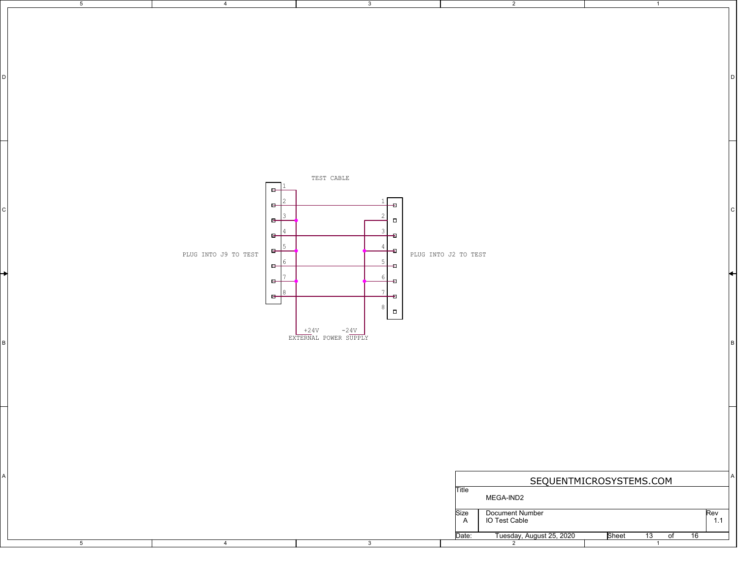TEST CABLE

PLUG INTO J9 TO TEST

PLUG INTO J2 TO TEST

+24V  -24V
EXTERNAL POWER SUPPLY

SEQUENTMICROSYSTEMS.COM

| Title | MEGA-IND2 | | | |
|---|---|---|---|---|
| Size | Document Number | | | Rev |
| A | IO Test Cable | | | 1.1 |
| Date: | Tuesday, August 25, 2020 | Sheet | 13 of 16 | |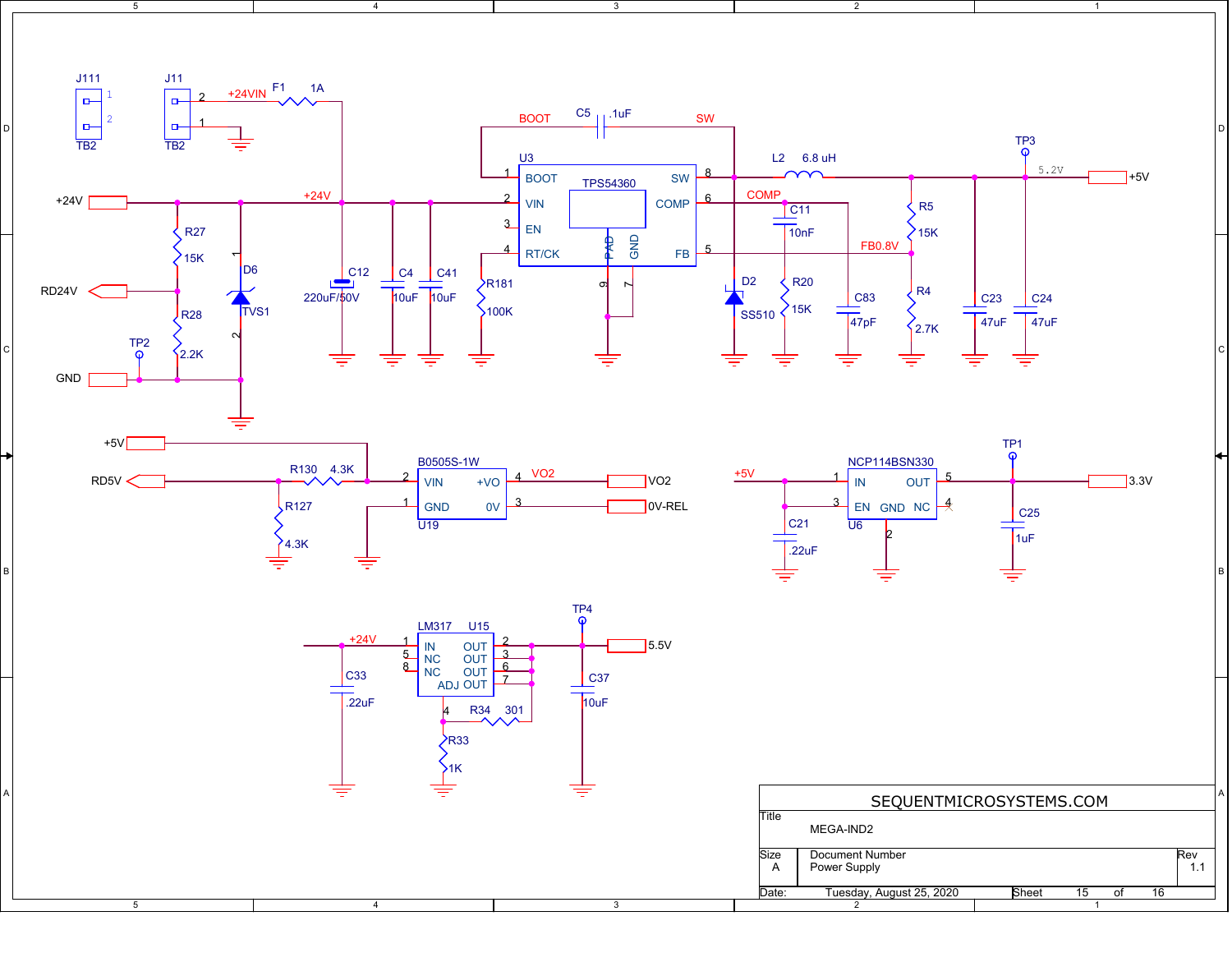SEQUENTMICROSYSTEMS.COM

| | |
|---|---|
| Title | MEGA-IND2 |
| Size: A | Document Number: Power Supply |
| Rev | 1.1 |
| Date: | Tuesday, August 25, 2020 |
| Sheet | 15 of 16 |

J111 TB2, J11 TB2, +24VIN, F1 1A

+24V, R27 15K, RD24V, R28 2.2K, TP2, GND, D6 TVS1

C12 220uF/50V, C4 10uF, C41 10uF, R181 100K

U3 TPS54360: BOOT, VIN, EN, RT/CK, SW, COMP, FB, PAD, GND

C5 .1uF, BOOT, SW, L2 6.8 uH, TP3, 5.2V, +5V

COMP, C11 10nF, R20 15K, C83 47pF, FB0.8V, D2 SS510, R5 15K, R4 2.7K, C23 47uF, C24 47uF

+5V, RD5V, R130 4.3K, R127 4.3K, B0505S-1W U19: VIN, GND, +VO, 0V, VO2, 0V-REL

+5V, C21 .22uF, NCP114BSN330 U6: IN, EN, GND, OUT, NC, TP1, C25 1uF, 3.3V

+24V, C33 .22uF, LM317 U15: IN, NC, NC, ADJ, OUT, OUT, OUT, OUT, R34 301, R33 1K, TP4, C37 10uF, 5.5V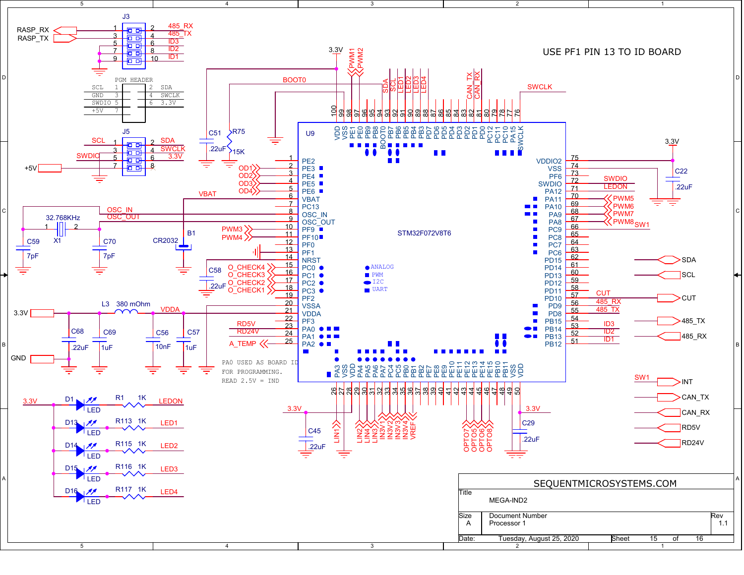USE PF1 PIN 13 TO ID BOARD

PA0 USED AS BOARD ID
FOR PROGRAMMING.
READ 2.5V = IND

| J3 | | | |
|---|---|---|---|
| RASP_RX | 1 | 2 | 485_RX |
| RASP_TX | 3 | 4 | 485_TX |
| | 5 | 6 | ID3 |
| | 7 | 8 | ID2 |
| | 9 | 10 | ID1 |

PGM HEADER

| | | | |
|---|---|---|---|
| SCL | 1 | 2 | SDA |
| GND | 3 | 4 | SWCLK |
| SWDIO | 5 | 6 | 3.3V |
| +5V | 7 | | |

| J5 | | | |
|---|---|---|---|
| SCL | 1 | 2 | SDA |
| | 3 | 4 | SWCLK |
| SWDIO | 5 | 6 | 3.3V |
| +5V | 7 | 8 | |

U9 STM32F072V8T6

| Pin | Name | Net |
|---|---|---|
| 1 | PE2 | |
| 2 | PE3 | OD1 |
| 3 | PE4 | OD2 |
| 4 | PE5 | OD3 |
| 5 | PE6 | OD4 |
| 6 | VBAT | VBAT |
| 7 | PC13 | |
| 8 | OSC_IN | OSC_IN |
| 9 | OSC_OUT | OSC_OUT |
| 10 | PF9 | PWM3 |
| 11 | PF10 | PWM4 |
| 12 | PF0 | |
| 13 | PF1 | |
| 14 | NRST | |
| 15 | PC0 | O_CHECK4 |
| 16 | PC1 | O_CHECK3 |
| 17 | PC2 | O_CHECK2 |
| 18 | PC3 | O_CHECK1 |
| 19 | PF2 | |
| 20 | VSSA | |
| 21 | VDDA | VDDA |
| 22 | PF3 | |
| 23 | PA0 | RD5V |
| 24 | PA1 | RD24V |
| 25 | PA2 | A_TEMP |
| 26 | PA3 | LIN1 |
| 27 | VSS | |
| 28 | VDD | 3.3V |
| 29 | PA4 | LIN2 |
| 30 | PA5 | LIN4 |
| 31 | PA6 | LIN3 |
| 32 | PA7 | IN3V1 |
| 33 | PC4 | IN3V2 |
| 34 | PC5 | IN3V3 |
| 35 | PB0 | IN3V4 |
| 36 | PB1 | VREF |
| 37 | PB2 | |
| 38 | PE7 | |
| 39 | PE8 | |
| 40 | PE9 | |
| 41 | PE10 | |
| 42 | PE11 | |
| 43 | PE12 | OPTO7 |
| 44 | PE13 | OPTO5 |
| 45 | PE14 | OPTO6 |
| 46 | PE15 | OPTO8 |
| 47 | PB10 | |
| 48 | PB11 | |
| 49 | VSS | |
| 50 | VDD | 3.3V |
| 51 | PB12 | ID1 |
| 52 | PB13 | ID2 |
| 53 | PB14 | ID3 |
| 54 | PB15 | |
| 55 | PD8 | 485_TX |
| 56 | PD9 | 485_RX |
| 57 | PD10 | CUT |
| 58 | PD11 | |
| 59 | PD12 | |
| 60 | PD13 | |
| 61 | PD14 | |
| 62 | PD15 | |
| 63 | PC6 | |
| 64 | PC7 | |
| 65 | PC8 | |
| 66 | PC9 | SW1 |
| 67 | PA8 | PWM8 |
| 68 | PA9 | PWM7 |
| 69 | PA10 | PWM6 |
| 70 | PA11 | PWM5 |
| 71 | PA12 | LEDON |
| 72 | SWDIO | SWDIO |
| 73 | PF6 | |
| 74 | VSS | |
| 75 | VDDIO2 | 3.3V |
| 76 | SWCLK | SWCLK |
| 77 | PA15 | |
| 78 | PC10 | |
| 79 | PC11 | |
| 80 | PC12 | |
| 81 | PD0 | CAN_RX |
| 82 | PD1 | CAN_TX |
| 83 | PD2 | |
| 84 | PD3 | |
| 85 | PD4 | |
| 86 | PD5 | |
| 87 | PD6 | |
| 88 | PD7 | |
| 89 | PB3 | LED4 |
| 90 | PB4 | LED3 |
| 91 | PB5 | LED2 |
| 92 | PB6 | LED1 |
| 93 | PB7 | SCL |
| 94 | BOOT0 | BOOT0 |
| 95 | PB8 | SDA |
| 96 | PB9 | |
| 97 | PE0 | PWM2 |
| 98 | PE1 | PWM1 |
| 99 | VSS | |
| 100 | VDD | 3.3V |

Legend: ANALOG, PWM, I2C, UART

Components: C51 .22uF, R75 15K, X1 32.768KHz, C59 7pF, C70 7pF, B1 CR2032, C58 .22uF, L3 380 mOhm, C68 .22uF, C69 1uF, C56 10nF, C57 1uF, C45 .22uF, C29 .22uF, C22 .22uF

| LED | Resistor | Net |
|---|---|---|
| D1 LED | R1 1K | LEDON |
| D13 LED | R113 1K | LED1 |
| D14 LED | R115 1K | LED2 |
| D15 LED | R116 1K | LED3 |
| D16 LED | R117 1K | LED4 |

Connectors: SDA, SCL, CUT, 485_TX, 485_RX, INT (SW1), CAN_TX, CAN_RX, RD5V, RD24V, 3.3V, GND, +5V

SEQUENTMICROSYSTEMS.COM

Title: MEGA-IND2

Size: A | Document Number: Processor 1 | Rev: 1.1

Date: Tuesday, August 25, 2020 | Sheet 15 of 16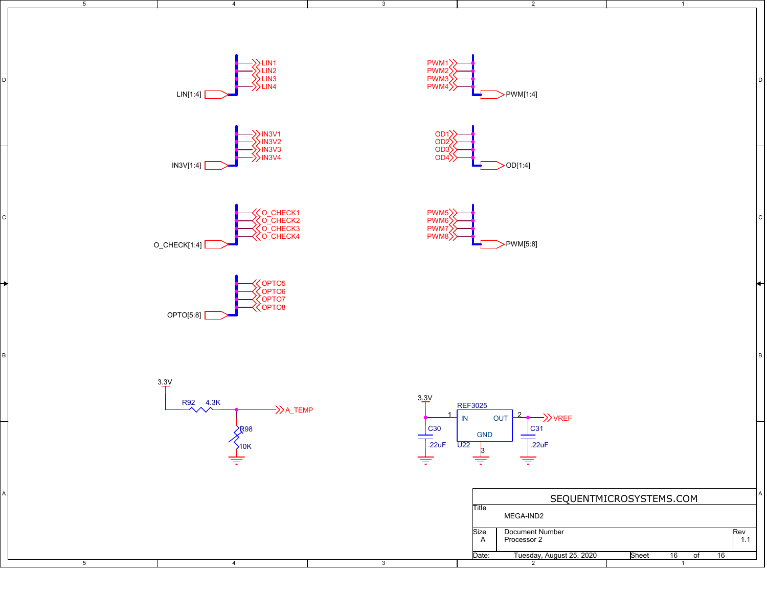LIN1
LIN2
LIN3
LIN4
LIN[1:4]

PWM1
PWM2
PWM3
PWM4
PWM[1:4]

IN3V1
IN3V2
IN3V3
IN3V4
IN3V[1:4]

OD1
OD2
OD3
OD4
OD[1:4]

O_CHECK1
O_CHECK2
O_CHECK3
O_CHECK4
O_CHECK[1:4]

PWM5
PWM6
PWM7
PWM8
PWM[5:8]

OPTO5
OPTO6
OPTO7
OPTO8
OPTO[5:8]

3.3V
R92 4.3K
A_TEMP
R98
10K

3.3V
REF3025
1 IN OUT 2
GND
3
U22
C30
.22uF
C31
.22uF
VREF

SEQUENTMICROSYSTEMS.COM

| | | |
|---|---|---|
| Title | MEGA-IND2 | |
| Size A | Document Number Processor 2 | Rev 1.1 |
| Date: | Tuesday, August 25, 2020 | Sheet 16 of 16 |